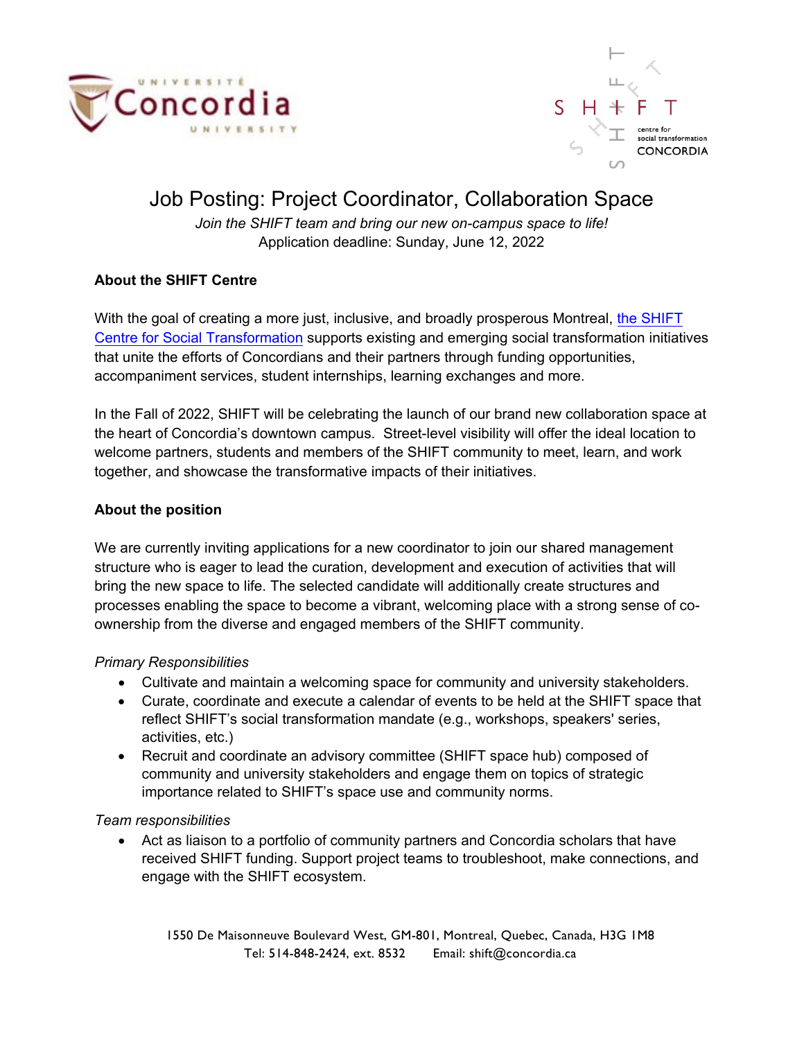# Job Posting: Project Coordinator, Collaboration Space

*Join the SHIFT team and bring our new on-campus space to life!*
Application deadline: Sunday, June 12, 2022

## About the SHIFT Centre

With the goal of creating a more just, inclusive, and broadly prosperous Montreal, the SHIFT Centre for Social Transformation supports existing and emerging social transformation initiatives that unite the efforts of Concordians and their partners through funding opportunities, accompaniment services, student internships, learning exchanges and more.

In the Fall of 2022, SHIFT will be celebrating the launch of our brand new collaboration space at the heart of Concordia's downtown campus. Street-level visibility will offer the ideal location to welcome partners, students and members of the SHIFT community to meet, learn, and work together, and showcase the transformative impacts of their initiatives.

## About the position

We are currently inviting applications for a new coordinator to join our shared management structure who is eager to lead the curation, development and execution of activities that will bring the new space to life. The selected candidate will additionally create structures and processes enabling the space to become a vibrant, welcoming place with a strong sense of co-ownership from the diverse and engaged members of the SHIFT community.

*Primary Responsibilities*

- Cultivate and maintain a welcoming space for community and university stakeholders.
- Curate, coordinate and execute a calendar of events to be held at the SHIFT space that reflect SHIFT's social transformation mandate (e.g., workshops, speakers' series, activities, etc.)
- Recruit and coordinate an advisory committee (SHIFT space hub) composed of community and university stakeholders and engage them on topics of strategic importance related to SHIFT's space use and community norms.

*Team responsibilities*

- Act as liaison to a portfolio of community partners and Concordia scholars that have received SHIFT funding. Support project teams to troubleshoot, make connections, and engage with the SHIFT ecosystem.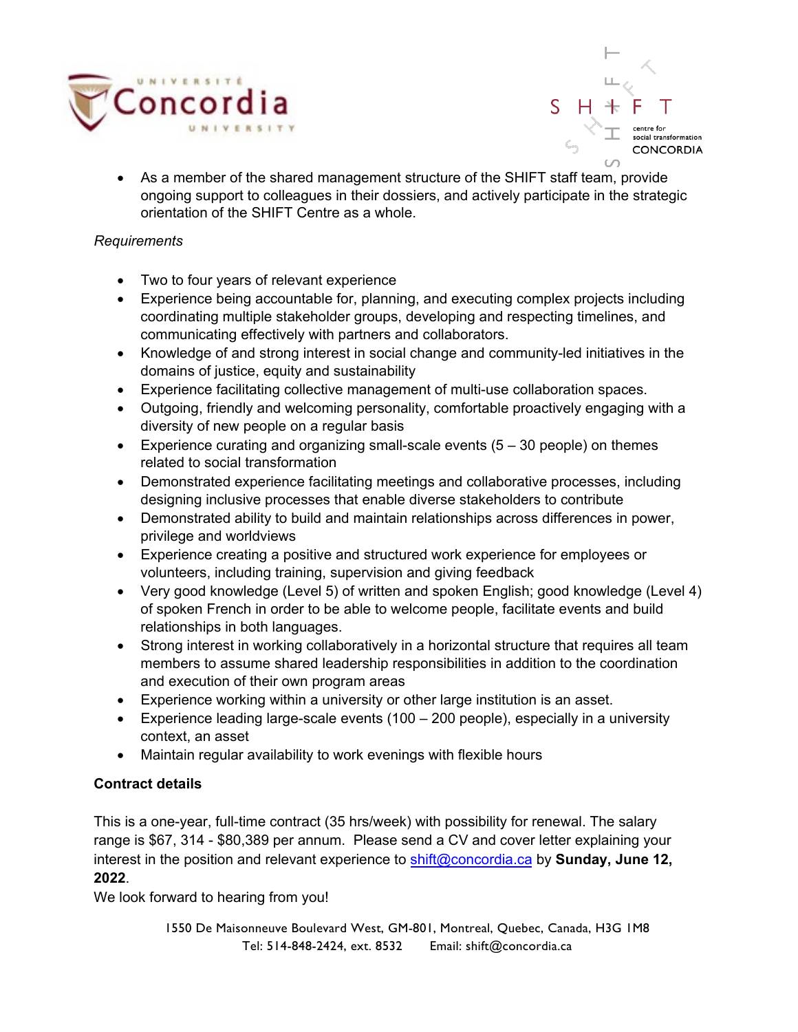- As a member of the shared management structure of the SHIFT staff team, provide ongoing support to colleagues in their dossiers, and actively participate in the strategic orientation of the SHIFT Centre as a whole.

*Requirements*

- Two to four years of relevant experience
- Experience being accountable for, planning, and executing complex projects including coordinating multiple stakeholder groups, developing and respecting timelines, and communicating effectively with partners and collaborators.
- Knowledge of and strong interest in social change and community-led initiatives in the domains of justice, equity and sustainability
- Experience facilitating collective management of multi-use collaboration spaces.
- Outgoing, friendly and welcoming personality, comfortable proactively engaging with a diversity of new people on a regular basis
- Experience curating and organizing small-scale events (5 – 30 people) on themes related to social transformation
- Demonstrated experience facilitating meetings and collaborative processes, including designing inclusive processes that enable diverse stakeholders to contribute
- Demonstrated ability to build and maintain relationships across differences in power, privilege and worldviews
- Experience creating a positive and structured work experience for employees or volunteers, including training, supervision and giving feedback
- Very good knowledge (Level 5) of written and spoken English; good knowledge (Level 4) of spoken French in order to be able to welcome people, facilitate events and build relationships in both languages.
- Strong interest in working collaboratively in a horizontal structure that requires all team members to assume shared leadership responsibilities in addition to the coordination and execution of their own program areas
- Experience working within a university or other large institution is an asset.
- Experience leading large-scale events (100 – 200 people), especially in a university context, an asset
- Maintain regular availability to work evenings with flexible hours

**Contract details**

This is a one-year, full-time contract (35 hrs/week) with possibility for renewal. The salary range is $67, 314 - $80,389 per annum. Please send a CV and cover letter explaining your interest in the position and relevant experience to shift@concordia.ca by **Sunday, June 12, 2022**.

We look forward to hearing from you!

1550 De Maisonneuve Boulevard West, GM-801, Montreal, Quebec, Canada, H3G 1M8
Tel: 514-848-2424, ext. 8532 Email: shift@concordia.ca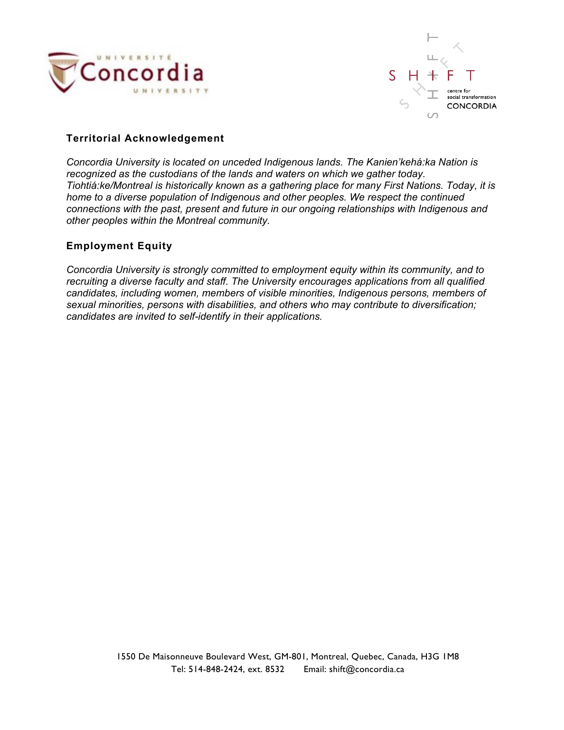### Territorial Acknowledgement

*Concordia University is located on unceded Indigenous lands. The Kanien'kehá:ka Nation is recognized as the custodians of the lands and waters on which we gather today. Tiohtiá:ke/Montreal is historically known as a gathering place for many First Nations. Today, it is home to a diverse population of Indigenous and other peoples. We respect the continued connections with the past, present and future in our ongoing relationships with Indigenous and other peoples within the Montreal community.*

### Employment Equity

*Concordia University is strongly committed to employment equity within its community, and to recruiting a diverse faculty and staff. The University encourages applications from all qualified candidates, including women, members of visible minorities, Indigenous persons, members of sexual minorities, persons with disabilities, and others who may contribute to diversification; candidates are invited to self-identify in their applications.*

1550 De Maisonneuve Boulevard West, GM-801, Montreal, Quebec, Canada, H3G 1M8
Tel: 514-848-2424, ext. 8532 Email: shift@concordia.ca